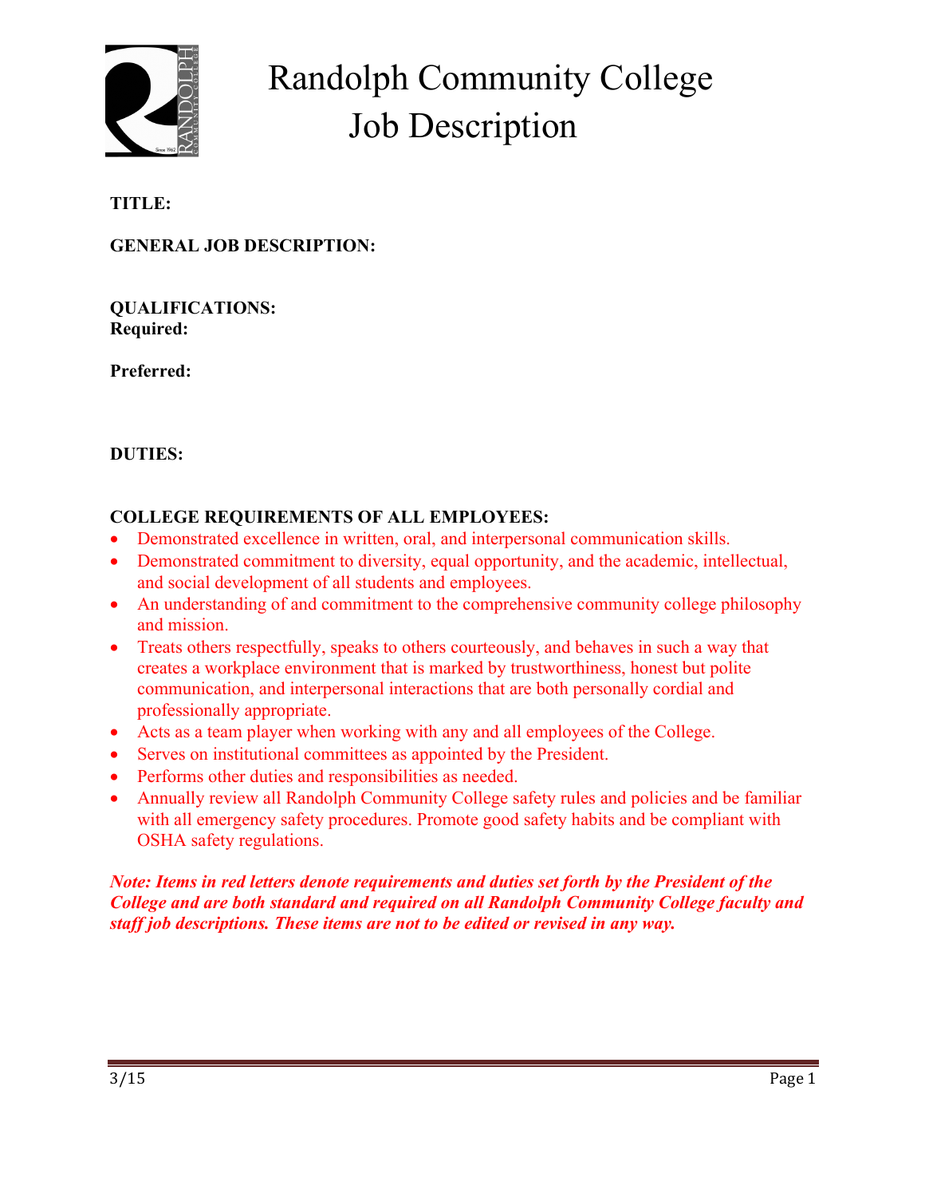# Randolph Community College
## Job Description

**TITLE:**

**GENERAL JOB DESCRIPTION:**

**QUALIFICATIONS:**
**Required:**

**Preferred:**

**DUTIES:**

**COLLEGE REQUIREMENTS OF ALL EMPLOYEES:**

- Demonstrated excellence in written, oral, and interpersonal communication skills.
- Demonstrated commitment to diversity, equal opportunity, and the academic, intellectual, and social development of all students and employees.
- An understanding of and commitment to the comprehensive community college philosophy and mission.
- Treats others respectfully, speaks to others courteously, and behaves in such a way that creates a workplace environment that is marked by trustworthiness, honest but polite communication, and interpersonal interactions that are both personally cordial and professionally appropriate.
- Acts as a team player when working with any and all employees of the College.
- Serves on institutional committees as appointed by the President.
- Performs other duties and responsibilities as needed.
- Annually review all Randolph Community College safety rules and policies and be familiar with all emergency safety procedures. Promote good safety habits and be compliant with OSHA safety regulations.

***Note: Items in red letters denote requirements and duties set forth by the President of the College and are both standard and required on all Randolph Community College faculty and staff job descriptions. These items are not to be edited or revised in any way.***

3/15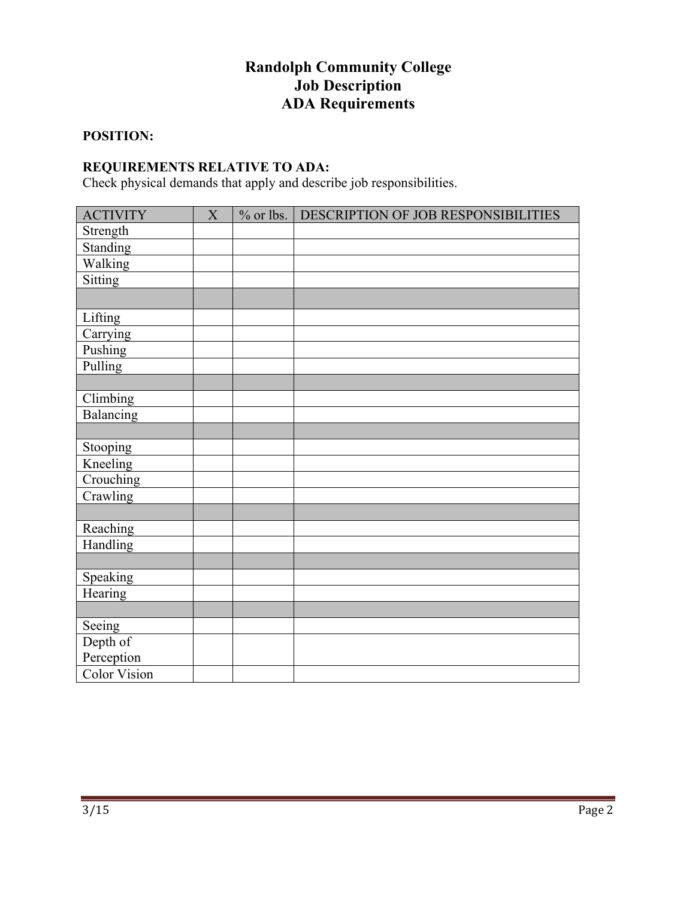# Randolph Community College
# Job Description
# ADA Requirements

**POSITION:**

**REQUIREMENTS RELATIVE TO ADA:**

Check physical demands that apply and describe job responsibilities.

| ACTIVITY | X | % or lbs. | DESCRIPTION OF JOB RESPONSIBILITIES |
|---|---|---|---|
| Strength | | | |
| Standing | | | |
| Walking | | | |
| Sitting | | | |
| | | | |
| Lifting | | | |
| Carrying | | | |
| Pushing | | | |
| Pulling | | | |
| | | | |
| Climbing | | | |
| Balancing | | | |
| | | | |
| Stooping | | | |
| Kneeling | | | |
| Crouching | | | |
| Crawling | | | |
| | | | |
| Reaching | | | |
| Handling | | | |
| | | | |
| Speaking | | | |
| Hearing | | | |
| | | | |
| Seeing | | | |
| Depth of Perception | | | |
| Color Vision | | | |

3/15